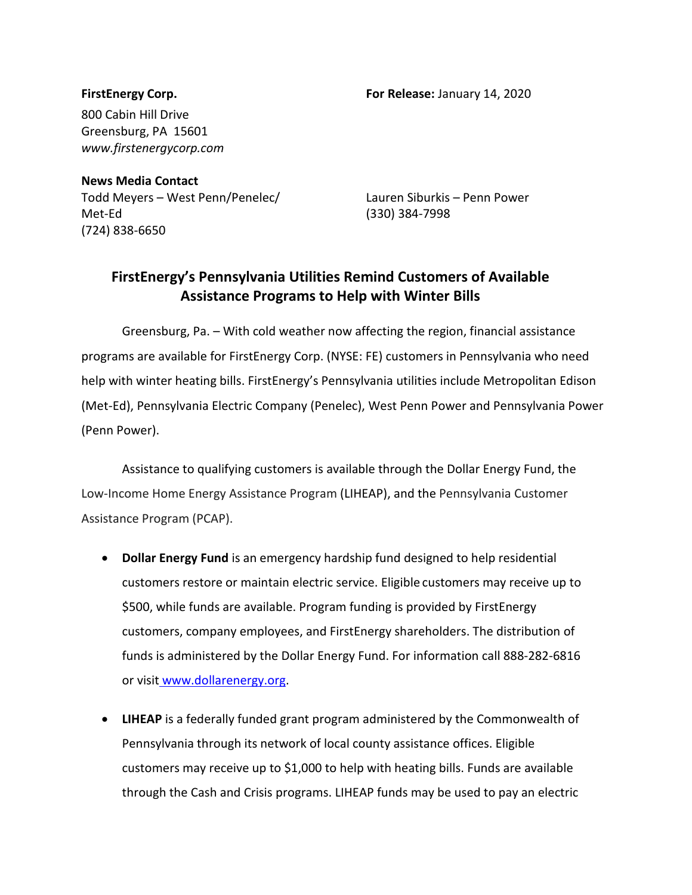**FirstEnergy Corp.**

800 Cabin Hill Drive
Greensburg, PA 15601
*www.firstenergycorp.com*

**For Release:** January 14, 2020

**News Media Contact**

Todd Meyers – West Penn/Penelec/Met-Ed
(724) 838-6650

Lauren Siburkis – Penn Power
(330) 384-7998

## FirstEnergy's Pennsylvania Utilities Remind Customers of Available Assistance Programs to Help with Winter Bills

Greensburg, Pa. – With cold weather now affecting the region, financial assistance programs are available for FirstEnergy Corp. (NYSE: FE) customers in Pennsylvania who need help with winter heating bills. FirstEnergy's Pennsylvania utilities include Metropolitan Edison (Met-Ed), Pennsylvania Electric Company (Penelec), West Penn Power and Pennsylvania Power (Penn Power).

Assistance to qualifying customers is available through the Dollar Energy Fund, the Low-Income Home Energy Assistance Program (LIHEAP), and the Pennsylvania Customer Assistance Program (PCAP).

- **Dollar Energy Fund** is an emergency hardship fund designed to help residential customers restore or maintain electric service. Eligible customers may receive up to $500, while funds are available. Program funding is provided by FirstEnergy customers, company employees, and FirstEnergy shareholders. The distribution of funds is administered by the Dollar Energy Fund. For information call 888-282-6816 or visit www.dollarenergy.org.

- **LIHEAP** is a federally funded grant program administered by the Commonwealth of Pennsylvania through its network of local county assistance offices. Eligible customers may receive up to $1,000 to help with heating bills. Funds are available through the Cash and Crisis programs. LIHEAP funds may be used to pay an electric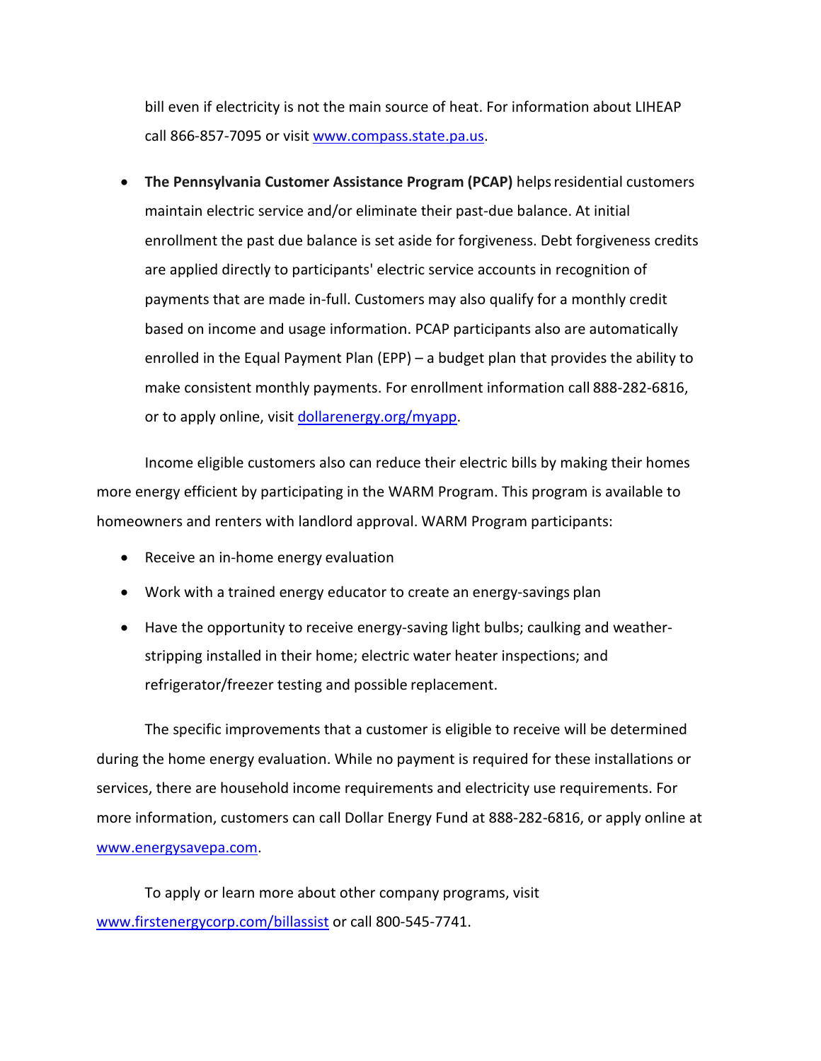bill even if electricity is not the main source of heat. For information about LIHEAP call 866-857-7095 or visit [www.compass.state.pa.us](www.compass.state.pa.us).

- **The Pennsylvania Customer Assistance Program (PCAP)** helps residential customers maintain electric service and/or eliminate their past-due balance. At initial enrollment the past due balance is set aside for forgiveness. Debt forgiveness credits are applied directly to participants' electric service accounts in recognition of payments that are made in-full. Customers may also qualify for a monthly credit based on income and usage information. PCAP participants also are automatically enrolled in the Equal Payment Plan (EPP) – a budget plan that provides the ability to make consistent monthly payments. For enrollment information call 888-282-6816, or to apply online, visit [dollarenergy.org/myapp](dollarenergy.org/myapp).

Income eligible customers also can reduce their electric bills by making their homes more energy efficient by participating in the WARM Program. This program is available to homeowners and renters with landlord approval. WARM Program participants:

- Receive an in-home energy evaluation
- Work with a trained energy educator to create an energy-savings plan
- Have the opportunity to receive energy-saving light bulbs; caulking and weather-stripping installed in their home; electric water heater inspections; and refrigerator/freezer testing and possible replacement.

The specific improvements that a customer is eligible to receive will be determined during the home energy evaluation. While no payment is required for these installations or services, there are household income requirements and electricity use requirements. For more information, customers can call Dollar Energy Fund at 888-282-6816, or apply online at [www.energysavepa.com](www.energysavepa.com).

To apply or learn more about other company programs, visit [www.firstenergycorp.com/billassist](www.firstenergycorp.com/billassist) or call 800-545-7741.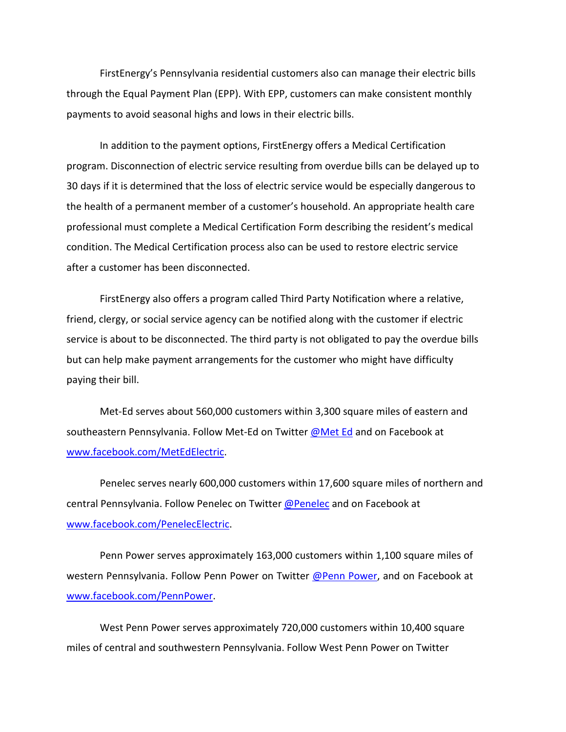FirstEnergy's Pennsylvania residential customers also can manage their electric bills through the Equal Payment Plan (EPP). With EPP, customers can make consistent monthly payments to avoid seasonal highs and lows in their electric bills.

In addition to the payment options, FirstEnergy offers a Medical Certification program. Disconnection of electric service resulting from overdue bills can be delayed up to 30 days if it is determined that the loss of electric service would be especially dangerous to the health of a permanent member of a customer's household. An appropriate health care professional must complete a Medical Certification Form describing the resident's medical condition. The Medical Certification process also can be used to restore electric service after a customer has been disconnected.

FirstEnergy also offers a program called Third Party Notification where a relative, friend, clergy, or social service agency can be notified along with the customer if electric service is about to be disconnected. The third party is not obligated to pay the overdue bills but can help make payment arrangements for the customer who might have difficulty paying their bill.

Met-Ed serves about 560,000 customers within 3,300 square miles of eastern and southeastern Pennsylvania. Follow Met-Ed on Twitter @Met Ed and on Facebook at www.facebook.com/MetEdElectric.

Penelec serves nearly 600,000 customers within 17,600 square miles of northern and central Pennsylvania. Follow Penelec on Twitter @Penelec and on Facebook at www.facebook.com/PenelecElectric.

Penn Power serves approximately 163,000 customers within 1,100 square miles of western Pennsylvania. Follow Penn Power on Twitter @Penn Power, and on Facebook at www.facebook.com/PennPower.

West Penn Power serves approximately 720,000 customers within 10,400 square miles of central and southwestern Pennsylvania. Follow West Penn Power on Twitter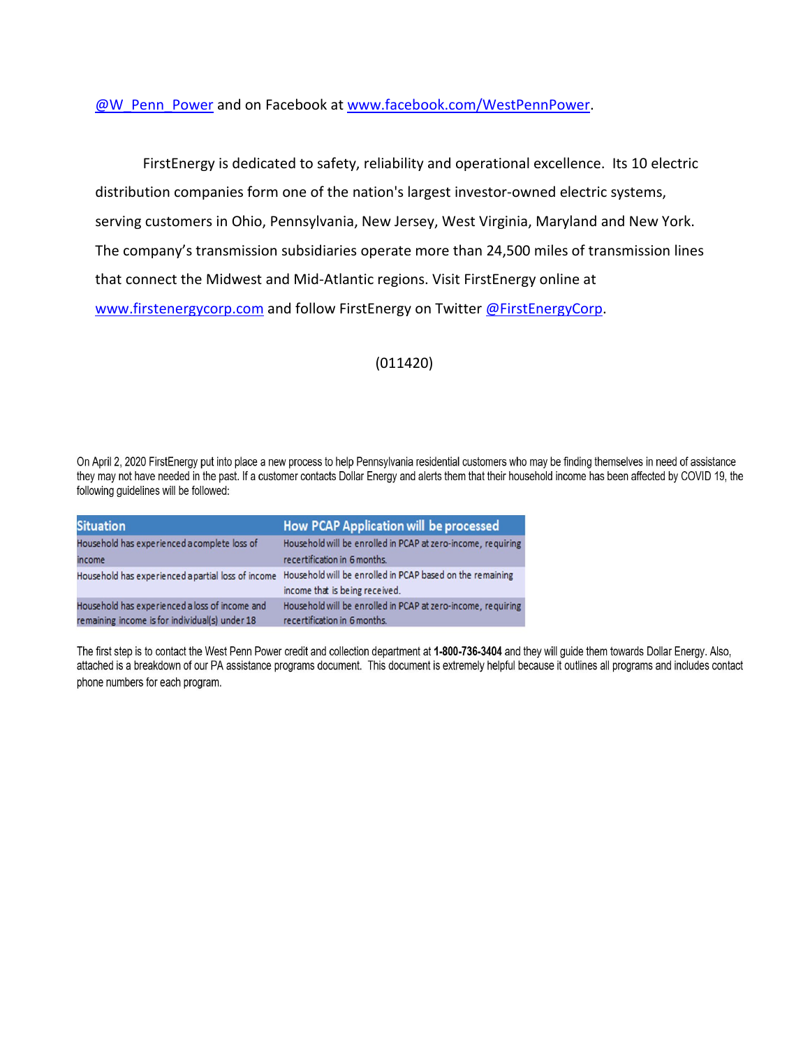@W_Penn_Power and on Facebook at www.facebook.com/WestPennPower.

FirstEnergy is dedicated to safety, reliability and operational excellence. Its 10 electric distribution companies form one of the nation's largest investor-owned electric systems, serving customers in Ohio, Pennsylvania, New Jersey, West Virginia, Maryland and New York. The company's transmission subsidiaries operate more than 24,500 miles of transmission lines that connect the Midwest and Mid-Atlantic regions. Visit FirstEnergy online at www.firstenergycorp.com and follow FirstEnergy on Twitter @FirstEnergyCorp.

(011420)

On April 2, 2020 FirstEnergy put into place a new process to help Pennsylvania residential customers who may be finding themselves in need of assistance they may not have needed in the past. If a customer contacts Dollar Energy and alerts them that their household income has been affected by COVID 19, the following guidelines will be followed:

| Situation | How PCAP Application will be processed |
|---|---|
| Household has experienced a complete loss of income | Household will be enrolled in PCAP at zero-income, requiring recertification in 6 months. |
| Household has experienced a partial loss of income | Household will be enrolled in PCAP based on the remaining income that is being received. |
| Household has experienced a loss of income and remaining income is for individual(s) under 18 | Household will be enrolled in PCAP at zero-income, requiring recertification in 6 months. |

The first step is to contact the West Penn Power credit and collection department at **1-800-736-3404** and they will guide them towards Dollar Energy. Also, attached is a breakdown of our PA assistance programs document. This document is extremely helpful because it outlines all programs and includes contact phone numbers for each program.